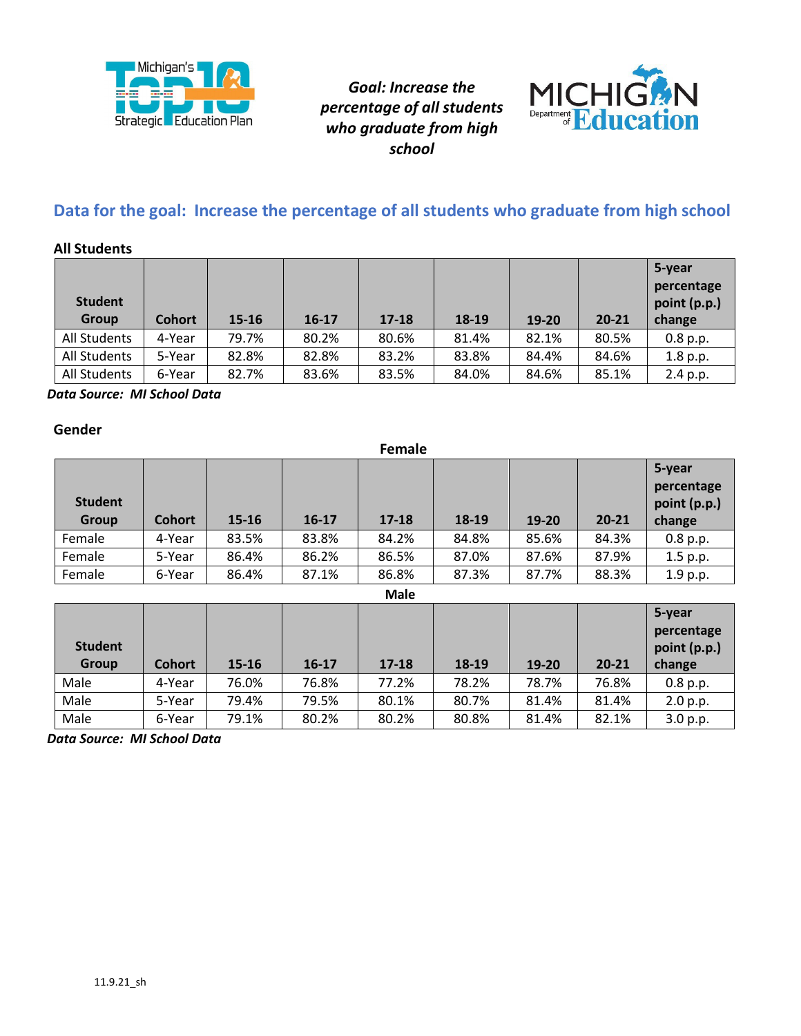*Goal: Increase the percentage of all students who graduate from high school*

## Data for the goal: Increase the percentage of all students who graduate from high school

**All Students**

| Student Group | Cohort | 15-16 | 16-17 | 17-18 | 18-19 | 19-20 | 20-21 | 5-year percentage point (p.p.) change |
|---|---|---|---|---|---|---|---|---|
| All Students | 4-Year | 79.7% | 80.2% | 80.6% | 81.4% | 82.1% | 80.5% | 0.8 p.p. |
| All Students | 5-Year | 82.8% | 82.8% | 83.2% | 83.8% | 84.4% | 84.6% | 1.8 p.p. |
| All Students | 6-Year | 82.7% | 83.6% | 83.5% | 84.0% | 84.6% | 85.1% | 2.4 p.p. |

***Data Source: MI School Data***

**Gender**

**Female**

| Student Group | Cohort | 15-16 | 16-17 | 17-18 | 18-19 | 19-20 | 20-21 | 5-year percentage point (p.p.) change |
|---|---|---|---|---|---|---|---|---|
| Female | 4-Year | 83.5% | 83.8% | 84.2% | 84.8% | 85.6% | 84.3% | 0.8 p.p. |
| Female | 5-Year | 86.4% | 86.2% | 86.5% | 87.0% | 87.6% | 87.9% | 1.5 p.p. |
| Female | 6-Year | 86.4% | 87.1% | 86.8% | 87.3% | 87.7% | 88.3% | 1.9 p.p. |

**Male**

| Student Group | Cohort | 15-16 | 16-17 | 17-18 | 18-19 | 19-20 | 20-21 | 5-year percentage point (p.p.) change |
|---|---|---|---|---|---|---|---|---|
| Male | 4-Year | 76.0% | 76.8% | 77.2% | 78.2% | 78.7% | 76.8% | 0.8 p.p. |
| Male | 5-Year | 79.4% | 79.5% | 80.1% | 80.7% | 81.4% | 81.4% | 2.0 p.p. |
| Male | 6-Year | 79.1% | 80.2% | 80.2% | 80.8% | 81.4% | 82.1% | 3.0 p.p. |

***Data Source: MI School Data***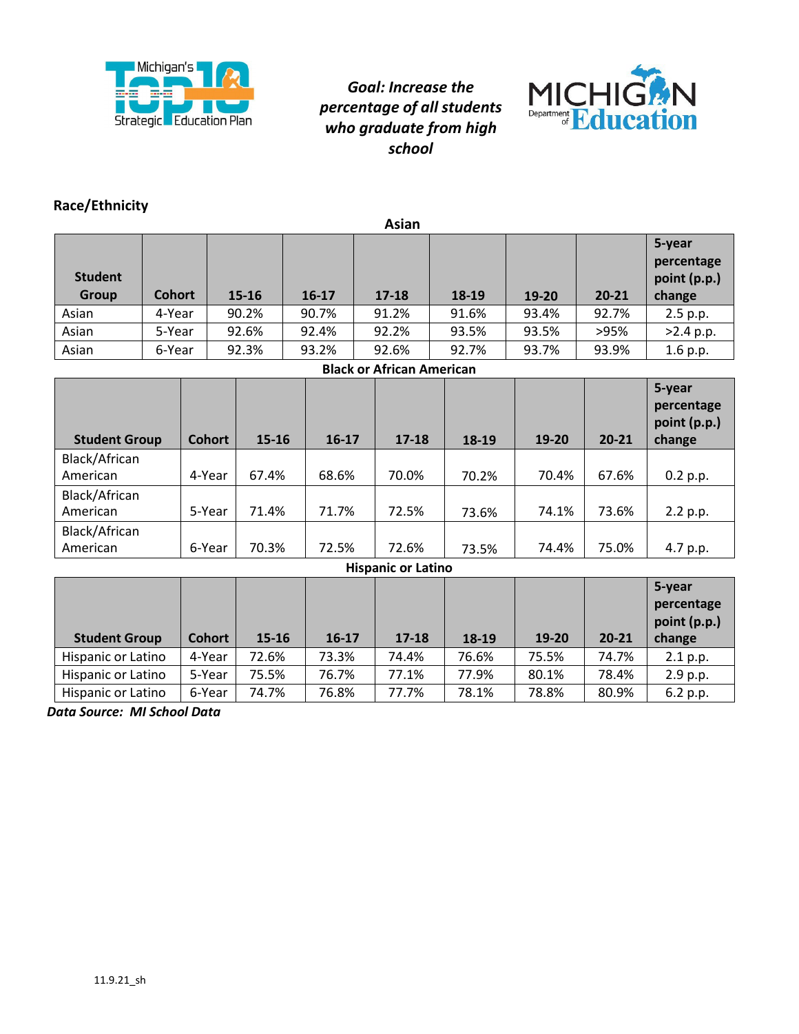*Goal: Increase the percentage of all students who graduate from high school*

## Race/Ethnicity

**Asian**

| Student Group | Cohort | 15-16 | 16-17 | 17-18 | 18-19 | 19-20 | 20-21 | 5-year percentage point (p.p.) change |
|---|---|---|---|---|---|---|---|---|
| Asian | 4-Year | 90.2% | 90.7% | 91.2% | 91.6% | 93.4% | 92.7% | 2.5 p.p. |
| Asian | 5-Year | 92.6% | 92.4% | 92.2% | 93.5% | 93.5% | >95% | >2.4 p.p. |
| Asian | 6-Year | 92.3% | 93.2% | 92.6% | 92.7% | 93.7% | 93.9% | 1.6 p.p. |

**Black or African American**

| Student Group | Cohort | 15-16 | 16-17 | 17-18 | 18-19 | 19-20 | 20-21 | 5-year percentage point (p.p.) change |
|---|---|---|---|---|---|---|---|---|
| Black/African American | 4-Year | 67.4% | 68.6% | 70.0% | 70.2% | 70.4% | 67.6% | 0.2 p.p. |
| Black/African American | 5-Year | 71.4% | 71.7% | 72.5% | 73.6% | 74.1% | 73.6% | 2.2 p.p. |
| Black/African American | 6-Year | 70.3% | 72.5% | 72.6% | 73.5% | 74.4% | 75.0% | 4.7 p.p. |

**Hispanic or Latino**

| Student Group | Cohort | 15-16 | 16-17 | 17-18 | 18-19 | 19-20 | 20-21 | 5-year percentage point (p.p.) change |
|---|---|---|---|---|---|---|---|---|
| Hispanic or Latino | 4-Year | 72.6% | 73.3% | 74.4% | 76.6% | 75.5% | 74.7% | 2.1 p.p. |
| Hispanic or Latino | 5-Year | 75.5% | 76.7% | 77.1% | 77.9% | 80.1% | 78.4% | 2.9 p.p. |
| Hispanic or Latino | 6-Year | 74.7% | 76.8% | 77.7% | 78.1% | 78.8% | 80.9% | 6.2 p.p. |

***Data Source: MI School Data***

11.9.21_sh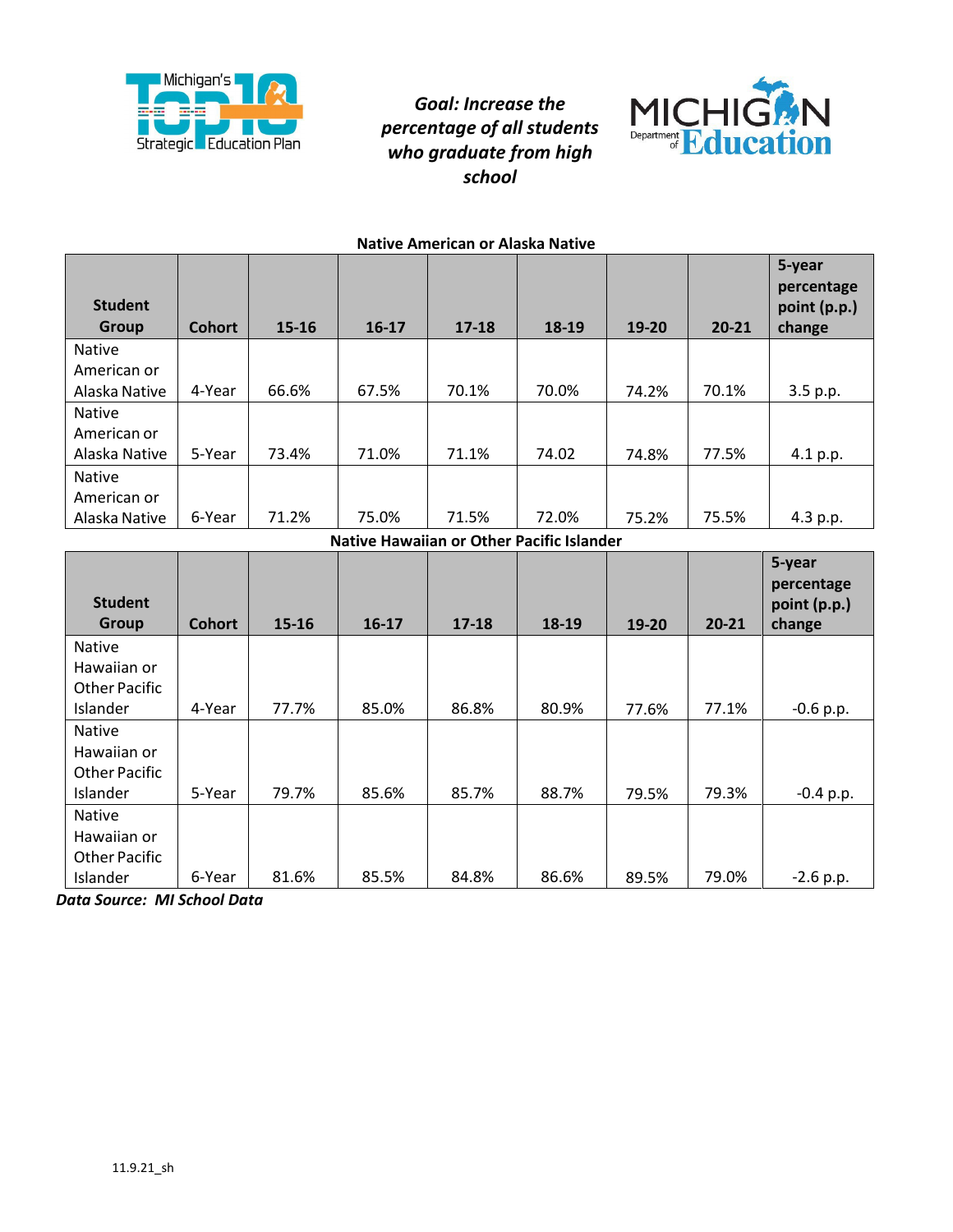*Goal: Increase the percentage of all students who graduate from high school*

**Native American or Alaska Native**

| Student Group | Cohort | 15-16 | 16-17 | 17-18 | 18-19 | 19-20 | 20-21 | 5-year percentage point (p.p.) change |
|---|---|---|---|---|---|---|---|---|
| Native American or Alaska Native | 4-Year | 66.6% | 67.5% | 70.1% | 70.0% | 74.2% | 70.1% | 3.5 p.p. |
| Native American or Alaska Native | 5-Year | 73.4% | 71.0% | 71.1% | 74.02 | 74.8% | 77.5% | 4.1 p.p. |
| Native American or Alaska Native | 6-Year | 71.2% | 75.0% | 71.5% | 72.0% | 75.2% | 75.5% | 4.3 p.p. |

**Native Hawaiian or Other Pacific Islander**

| Student Group | Cohort | 15-16 | 16-17 | 17-18 | 18-19 | 19-20 | 20-21 | 5-year percentage point (p.p.) change |
|---|---|---|---|---|---|---|---|---|
| Native Hawaiian or Other Pacific Islander | 4-Year | 77.7% | 85.0% | 86.8% | 80.9% | 77.6% | 77.1% | -0.6 p.p. |
| Native Hawaiian or Other Pacific Islander | 5-Year | 79.7% | 85.6% | 85.7% | 88.7% | 79.5% | 79.3% | -0.4 p.p. |
| Native Hawaiian or Other Pacific Islander | 6-Year | 81.6% | 85.5% | 84.8% | 86.6% | 89.5% | 79.0% | -2.6 p.p. |

***Data Source: MI School Data***

11.9.21_sh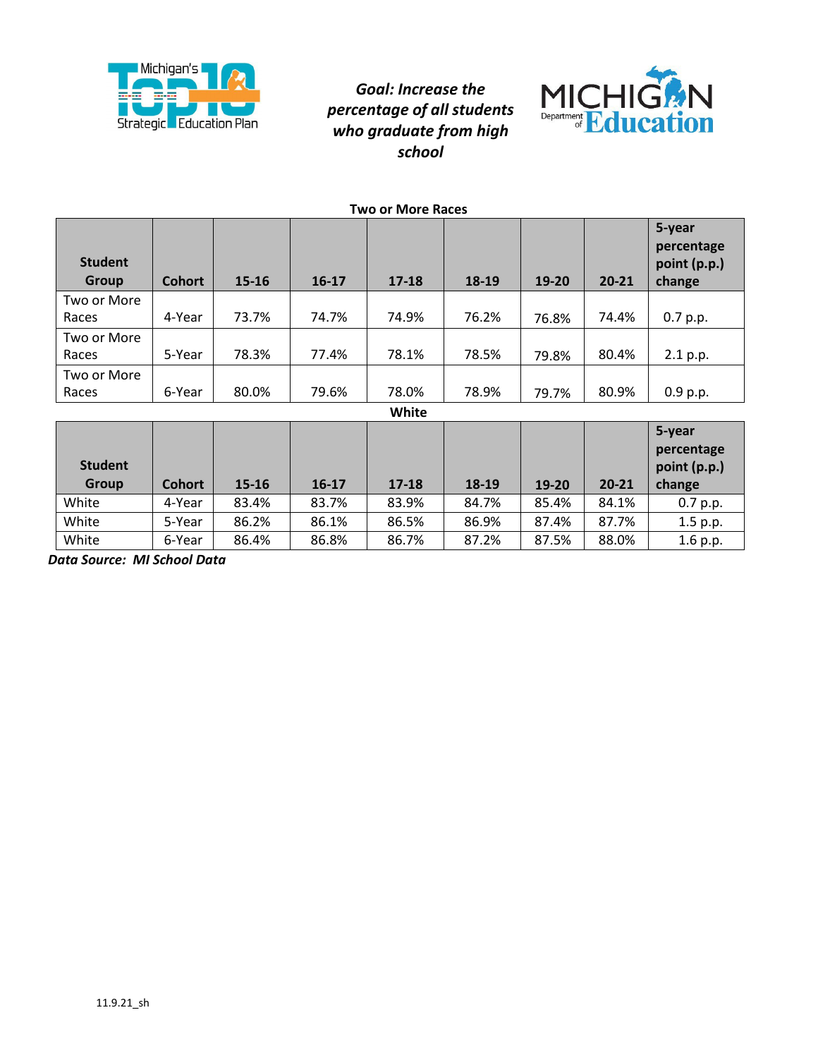*Goal: Increase the percentage of all students who graduate from high school*

**Two or More Races**

| Student Group | Cohort | 15-16 | 16-17 | 17-18 | 18-19 | 19-20 | 20-21 | 5-year percentage point (p.p.) change |
|---|---|---|---|---|---|---|---|---|
| Two or More Races | 4-Year | 73.7% | 74.7% | 74.9% | 76.2% | 76.8% | 74.4% | 0.7 p.p. |
| Two or More Races | 5-Year | 78.3% | 77.4% | 78.1% | 78.5% | 79.8% | 80.4% | 2.1 p.p. |
| Two or More Races | 6-Year | 80.0% | 79.6% | 78.0% | 78.9% | 79.7% | 80.9% | 0.9 p.p. |

**White**

| Student Group | Cohort | 15-16 | 16-17 | 17-18 | 18-19 | 19-20 | 20-21 | 5-year percentage point (p.p.) change |
|---|---|---|---|---|---|---|---|---|
| White | 4-Year | 83.4% | 83.7% | 83.9% | 84.7% | 85.4% | 84.1% | 0.7 p.p. |
| White | 5-Year | 86.2% | 86.1% | 86.5% | 86.9% | 87.4% | 87.7% | 1.5 p.p. |
| White | 6-Year | 86.4% | 86.8% | 86.7% | 87.2% | 87.5% | 88.0% | 1.6 p.p. |

***Data Source: MI School Data***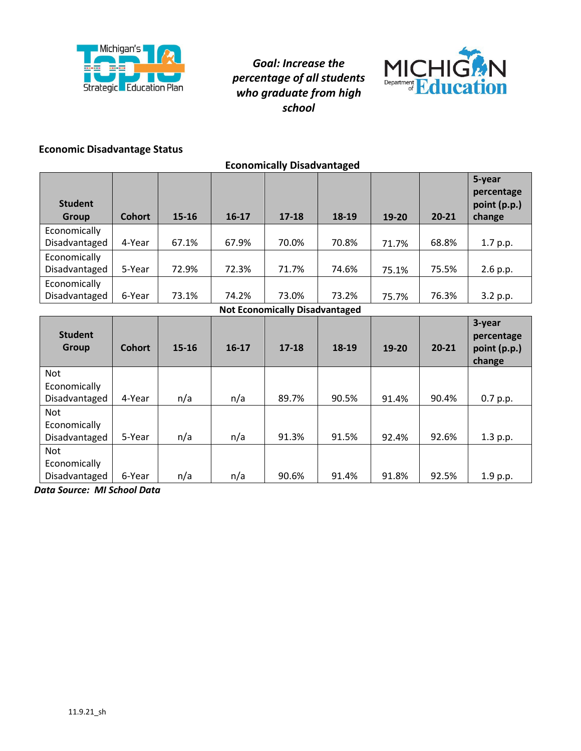*Goal: Increase the percentage of all students who graduate from high school*

### Economic Disadvantage Status

**Economically Disadvantaged**

| Student Group | Cohort | 15-16 | 16-17 | 17-18 | 18-19 | 19-20 | 20-21 | 5-year percentage point (p.p.) change |
|---|---|---|---|---|---|---|---|---|
| Economically Disadvantaged | 4-Year | 67.1% | 67.9% | 70.0% | 70.8% | 71.7% | 68.8% | 1.7 p.p. |
| Economically Disadvantaged | 5-Year | 72.9% | 72.3% | 71.7% | 74.6% | 75.1% | 75.5% | 2.6 p.p. |
| Economically Disadvantaged | 6-Year | 73.1% | 74.2% | 73.0% | 73.2% | 75.7% | 76.3% | 3.2 p.p. |

**Not Economically Disadvantaged**

| Student Group | Cohort | 15-16 | 16-17 | 17-18 | 18-19 | 19-20 | 20-21 | 3-year percentage point (p.p.) change |
|---|---|---|---|---|---|---|---|---|
| Not Economically Disadvantaged | 4-Year | n/a | n/a | 89.7% | 90.5% | 91.4% | 90.4% | 0.7 p.p. |
| Not Economically Disadvantaged | 5-Year | n/a | n/a | 91.3% | 91.5% | 92.4% | 92.6% | 1.3 p.p. |
| Not Economically Disadvantaged | 6-Year | n/a | n/a | 90.6% | 91.4% | 91.8% | 92.5% | 1.9 p.p. |

***Data Source: MI School Data***

11.9.21_sh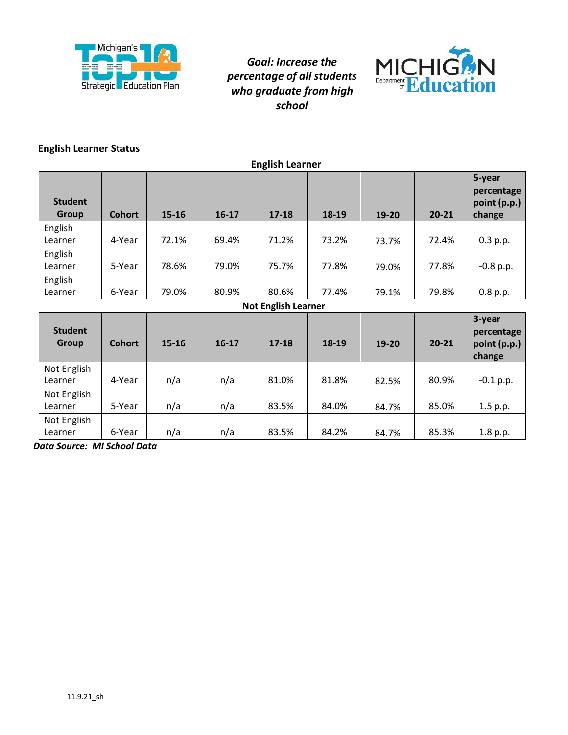*Goal: Increase the percentage of all students who graduate from high school*

### English Learner Status

**English Learner**

| Student Group | Cohort | 15-16 | 16-17 | 17-18 | 18-19 | 19-20 | 20-21 | 5-year percentage point (p.p.) change |
|---|---|---|---|---|---|---|---|---|
| English Learner | 4-Year | 72.1% | 69.4% | 71.2% | 73.2% | 73.7% | 72.4% | 0.3 p.p. |
| English Learner | 5-Year | 78.6% | 79.0% | 75.7% | 77.8% | 79.0% | 77.8% | -0.8 p.p. |
| English Learner | 6-Year | 79.0% | 80.9% | 80.6% | 77.4% | 79.1% | 79.8% | 0.8 p.p. |

**Not English Learner**

| Student Group | Cohort | 15-16 | 16-17 | 17-18 | 18-19 | 19-20 | 20-21 | 3-year percentage point (p.p.) change |
|---|---|---|---|---|---|---|---|---|
| Not English Learner | 4-Year | n/a | n/a | 81.0% | 81.8% | 82.5% | 80.9% | -0.1 p.p. |
| Not English Learner | 5-Year | n/a | n/a | 83.5% | 84.0% | 84.7% | 85.0% | 1.5 p.p. |
| Not English Learner | 6-Year | n/a | n/a | 83.5% | 84.2% | 84.7% | 85.3% | 1.8 p.p. |

***Data Source: MI School Data***

11.9.21_sh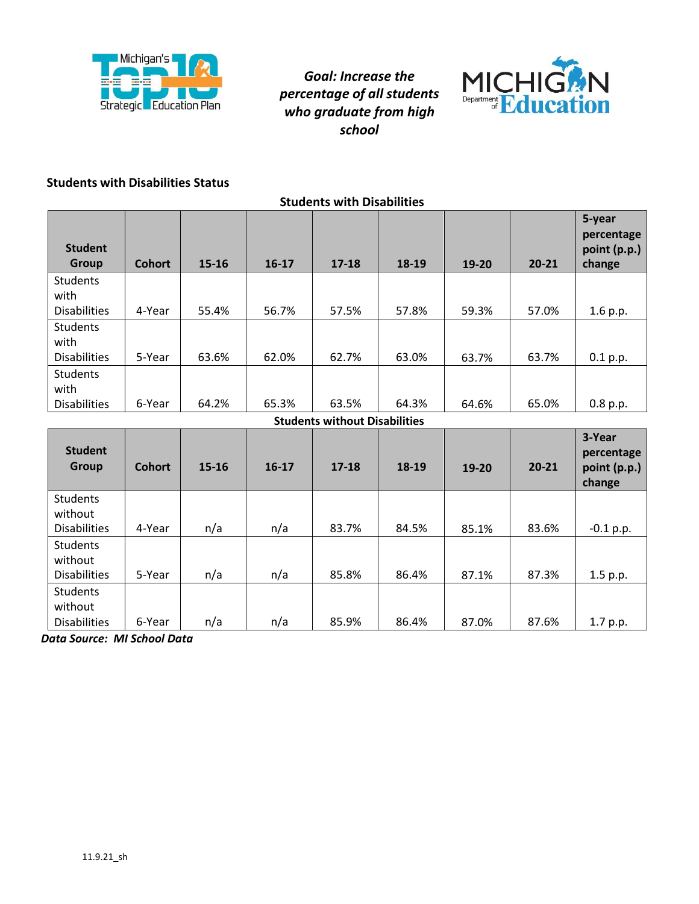*Goal: Increase the percentage of all students who graduate from high school*

### Students with Disabilities Status

**Students with Disabilities**

| Student Group | Cohort | 15-16 | 16-17 | 17-18 | 18-19 | 19-20 | 20-21 | 5-year percentage point (p.p.) change |
|---|---|---|---|---|---|---|---|---|
| Students with Disabilities | 4-Year | 55.4% | 56.7% | 57.5% | 57.8% | 59.3% | 57.0% | 1.6 p.p. |
| Students with Disabilities | 5-Year | 63.6% | 62.0% | 62.7% | 63.0% | 63.7% | 63.7% | 0.1 p.p. |
| Students with Disabilities | 6-Year | 64.2% | 65.3% | 63.5% | 64.3% | 64.6% | 65.0% | 0.8 p.p. |

**Students without Disabilities**

| Student Group | Cohort | 15-16 | 16-17 | 17-18 | 18-19 | 19-20 | 20-21 | 3-Year percentage point (p.p.) change |
|---|---|---|---|---|---|---|---|---|
| Students without Disabilities | 4-Year | n/a | n/a | 83.7% | 84.5% | 85.1% | 83.6% | -0.1 p.p. |
| Students without Disabilities | 5-Year | n/a | n/a | 85.8% | 86.4% | 87.1% | 87.3% | 1.5 p.p. |
| Students without Disabilities | 6-Year | n/a | n/a | 85.9% | 86.4% | 87.0% | 87.6% | 1.7 p.p. |

***Data Source: MI School Data***

11.9.21_sh